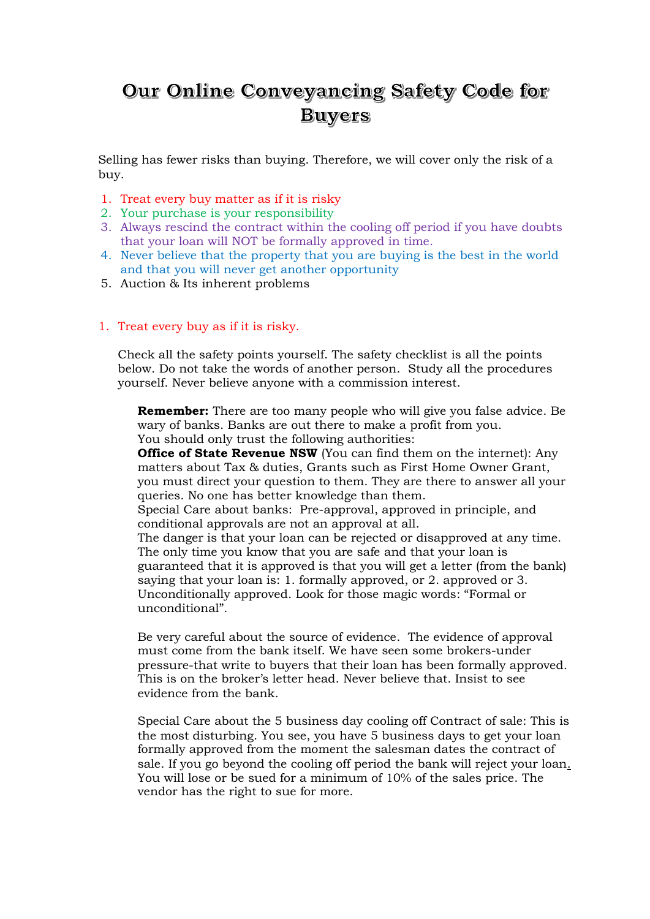# Our Online Conveyancing Safety Code for Buyers

Selling has fewer risks than buying. Therefore, we will cover only the risk of a buy.

1. Treat every buy matter as if it is risky
2. Your purchase is your responsibility
3. Always rescind the contract within the cooling off period if you have doubts that your loan will NOT be formally approved in time.
4. Never believe that the property that you are buying is the best in the world and that you will never get another opportunity
5. Auction & Its inherent problems

## 1. Treat every buy as if it is risky.

Check all the safety points yourself. The safety checklist is all the points below. Do not take the words of another person. Study all the procedures yourself. Never believe anyone with a commission interest.

**Remember:** There are too many people who will give you false advice. Be wary of banks. Banks are out there to make a profit from you.
You should only trust the following authorities:
**Office of State Revenue NSW** (You can find them on the internet): Any matters about Tax & duties, Grants such as First Home Owner Grant, you must direct your question to them. They are there to answer all your queries. No one has better knowledge than them.
Special Care about banks: Pre-approval, approved in principle, and conditional approvals are not an approval at all.
The danger is that your loan can be rejected or disapproved at any time. The only time you know that you are safe and that your loan is guaranteed that it is approved is that you will get a letter (from the bank) saying that your loan is: 1. formally approved, or 2. approved or 3. Unconditionally approved. Look for those magic words: "Formal or unconditional".

Be very careful about the source of evidence. The evidence of approval must come from the bank itself. We have seen some brokers-under pressure-that write to buyers that their loan has been formally approved. This is on the broker's letter head. Never believe that. Insist to see evidence from the bank.

Special Care about the 5 business day cooling off Contract of sale: This is the most disturbing. You see, you have 5 business days to get your loan formally approved from the moment the salesman dates the contract of sale. If you go beyond the cooling off period the bank will reject your loan. You will lose or be sued for a minimum of 10% of the sales price. The vendor has the right to sue for more.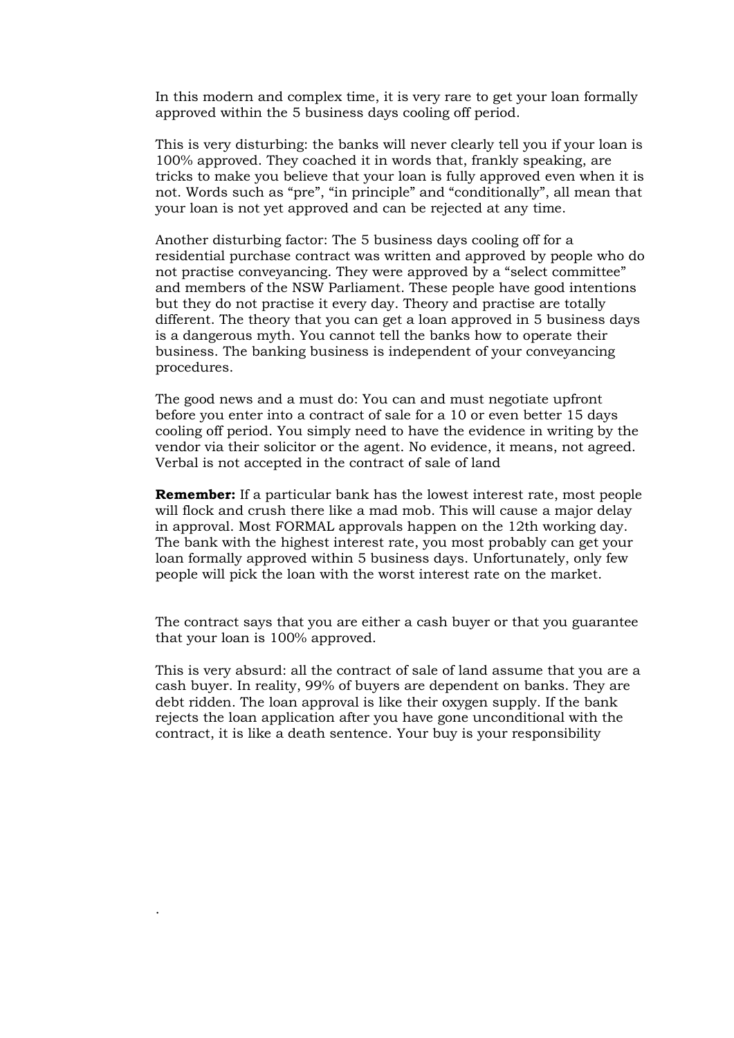In this modern and complex time, it is very rare to get your loan formally approved within the 5 business days cooling off period.

This is very disturbing: the banks will never clearly tell you if your loan is 100% approved. They coached it in words that, frankly speaking, are tricks to make you believe that your loan is fully approved even when it is not. Words such as “pre”, “in principle” and “conditionally”, all mean that your loan is not yet approved and can be rejected at any time.

Another disturbing factor: The 5 business days cooling off for a residential purchase contract was written and approved by people who do not practise conveyancing. They were approved by a “select committee” and members of the NSW Parliament. These people have good intentions but they do not practise it every day. Theory and practise are totally different. The theory that you can get a loan approved in 5 business days is a dangerous myth. You cannot tell the banks how to operate their business. The banking business is independent of your conveyancing procedures.

The good news and a must do: You can and must negotiate upfront before you enter into a contract of sale for a 10 or even better 15 days cooling off period. You simply need to have the evidence in writing by the vendor via their solicitor or the agent. No evidence, it means, not agreed. Verbal is not accepted in the contract of sale of land

**Remember:** If a particular bank has the lowest interest rate, most people will flock and crush there like a mad mob. This will cause a major delay in approval. Most FORMAL approvals happen on the 12th working day. The bank with the highest interest rate, you most probably can get your loan formally approved within 5 business days. Unfortunately, only few people will pick the loan with the worst interest rate on the market.

The contract says that you are either a cash buyer or that you guarantee that your loan is 100% approved.

This is very absurd: all the contract of sale of land assume that you are a cash buyer. In reality, 99% of buyers are dependent on banks. They are debt ridden. The loan approval is like their oxygen supply. If the bank rejects the loan application after you have gone unconditional with the contract, it is like a death sentence. Your buy is your responsibility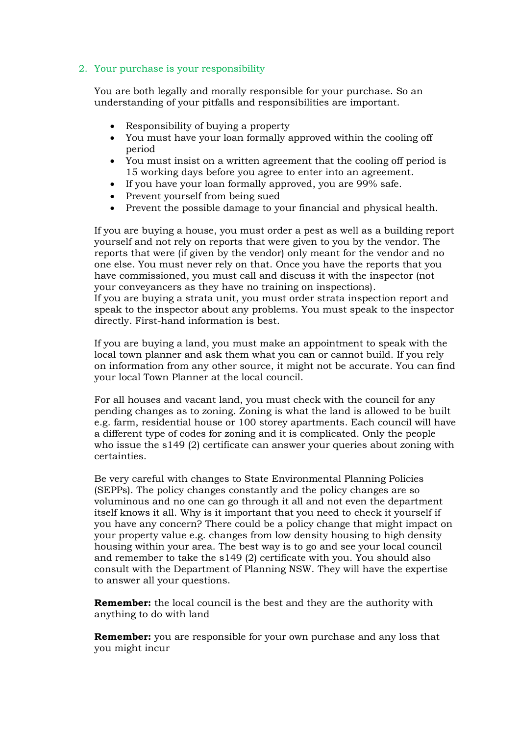## 2. Your purchase is your responsibility

You are both legally and morally responsible for your purchase. So an understanding of your pitfalls and responsibilities are important.

- Responsibility of buying a property
- You must have your loan formally approved within the cooling off period
- You must insist on a written agreement that the cooling off period is 15 working days before you agree to enter into an agreement.
- If you have your loan formally approved, you are 99% safe.
- Prevent yourself from being sued
- Prevent the possible damage to your financial and physical health.

If you are buying a house, you must order a pest as well as a building report yourself and not rely on reports that were given to you by the vendor. The reports that were (if given by the vendor) only meant for the vendor and no one else. You must never rely on that. Once you have the reports that you have commissioned, you must call and discuss it with the inspector (not your conveyancers as they have no training on inspections).
If you are buying a strata unit, you must order strata inspection report and speak to the inspector about any problems. You must speak to the inspector directly. First-hand information is best.

If you are buying a land, you must make an appointment to speak with the local town planner and ask them what you can or cannot build. If you rely on information from any other source, it might not be accurate. You can find your local Town Planner at the local council.

For all houses and vacant land, you must check with the council for any pending changes as to zoning. Zoning is what the land is allowed to be built e.g. farm, residential house or 100 storey apartments. Each council will have a different type of codes for zoning and it is complicated. Only the people who issue the s149 (2) certificate can answer your queries about zoning with certainties.

Be very careful with changes to State Environmental Planning Policies (SEPPs). The policy changes constantly and the policy changes are so voluminous and no one can go through it all and not even the department itself knows it all. Why is it important that you need to check it yourself if you have any concern? There could be a policy change that might impact on your property value e.g. changes from low density housing to high density housing within your area. The best way is to go and see your local council and remember to take the s149 (2) certificate with you. You should also consult with the Department of Planning NSW. They will have the expertise to answer all your questions.

**Remember:** the local council is the best and they are the authority with anything to do with land

**Remember:** you are responsible for your own purchase and any loss that you might incur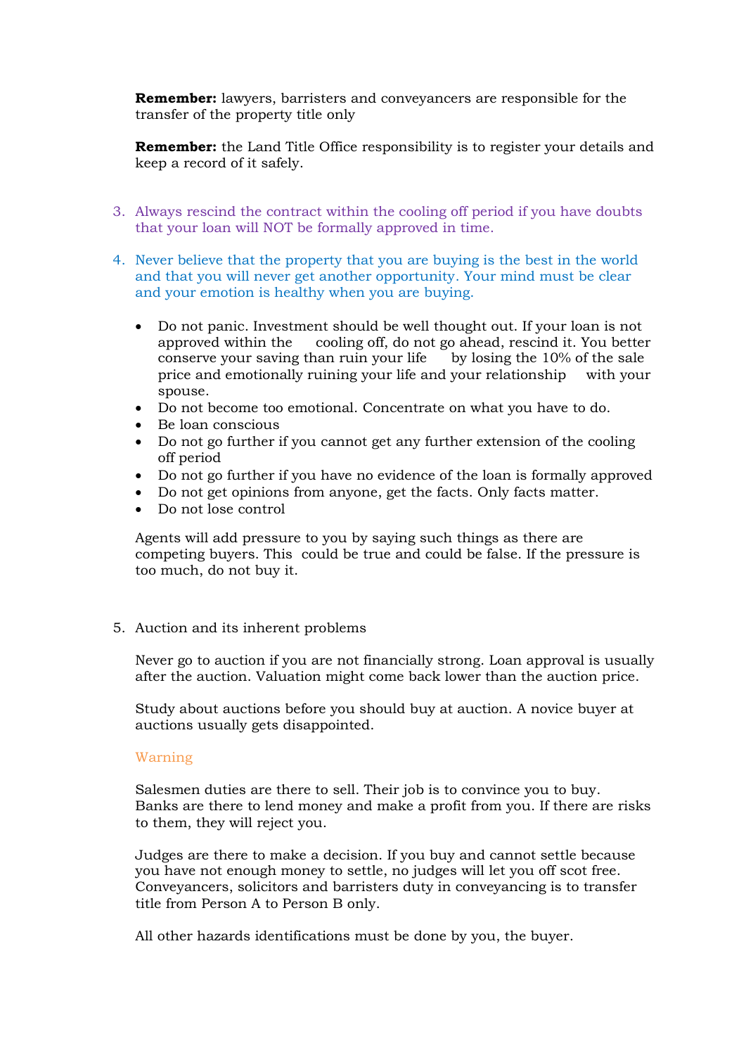**Remember:** lawyers, barristers and conveyancers are responsible for the transfer of the property title only

**Remember:** the Land Title Office responsibility is to register your details and keep a record of it safely.

3. Always rescind the contract within the cooling off period if you have doubts that your loan will NOT be formally approved in time.

4. Never believe that the property that you are buying is the best in the world and that you will never get another opportunity. Your mind must be clear and your emotion is healthy when you are buying.

   - Do not panic. Investment should be well thought out. If your loan is not approved within the cooling off, do not go ahead, rescind it. You better conserve your saving than ruin your life by losing the 10% of the sale price and emotionally ruining your life and your relationship with your spouse.
   - Do not become too emotional. Concentrate on what you have to do.
   - Be loan conscious
   - Do not go further if you cannot get any further extension of the cooling off period
   - Do not go further if you have no evidence of the loan is formally approved
   - Do not get opinions from anyone, get the facts. Only facts matter.
   - Do not lose control

   Agents will add pressure to you by saying such things as there are competing buyers. This could be true and could be false. If the pressure is too much, do not buy it.

5. Auction and its inherent problems

   Never go to auction if you are not financially strong. Loan approval is usually after the auction. Valuation might come back lower than the auction price.

   Study about auctions before you should buy at auction. A novice buyer at auctions usually gets disappointed.

   Warning

   Salesmen duties are there to sell. Their job is to convince you to buy. Banks are there to lend money and make a profit from you. If there are risks to them, they will reject you.

   Judges are there to make a decision. If you buy and cannot settle because you have not enough money to settle, no judges will let you off scot free. Conveyancers, solicitors and barristers duty in conveyancing is to transfer title from Person A to Person B only.

   All other hazards identifications must be done by you, the buyer.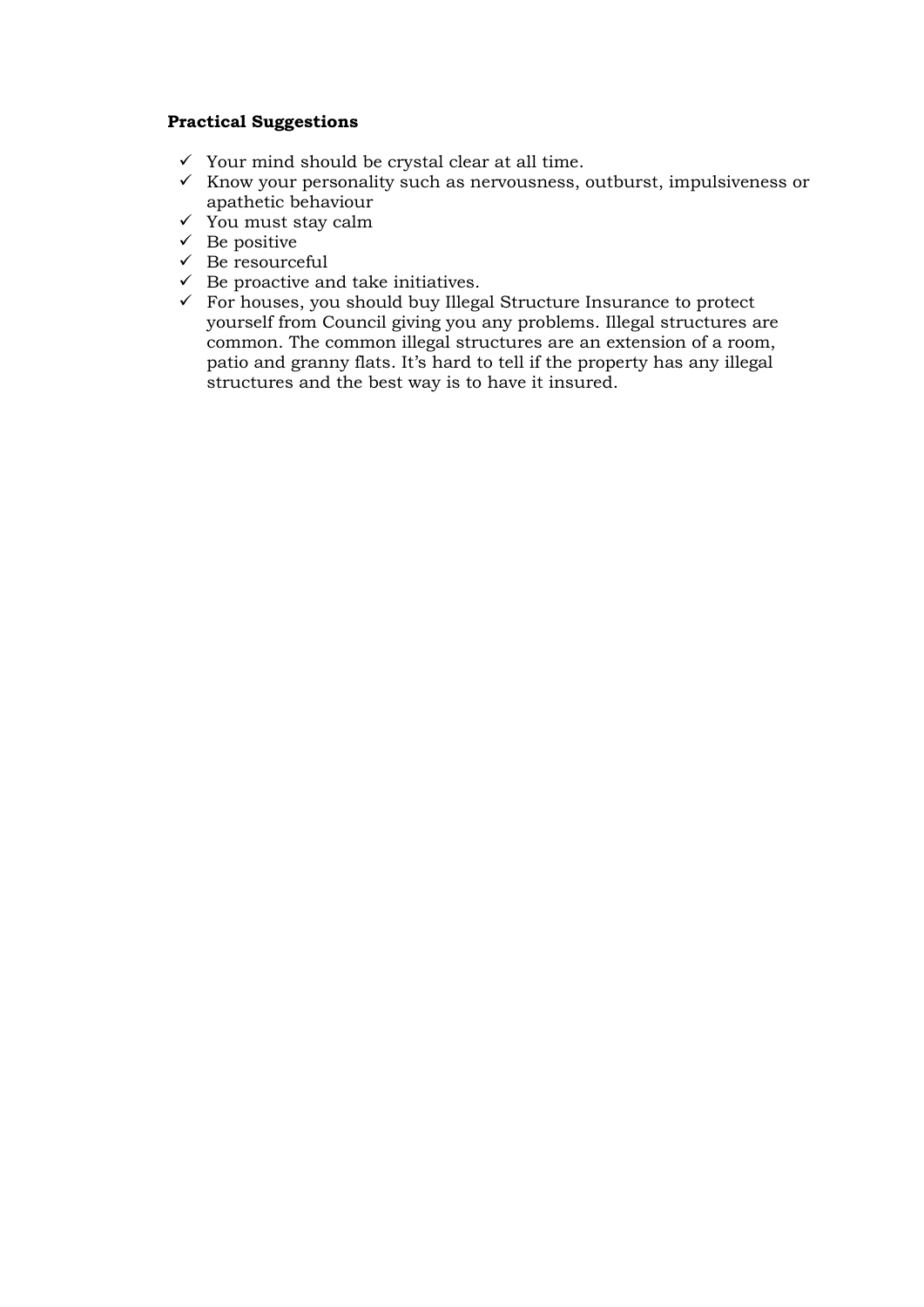**Practical Suggestions**

- ✓ Your mind should be crystal clear at all time.
- ✓ Know your personality such as nervousness, outburst, impulsiveness or apathetic behaviour
- ✓ You must stay calm
- ✓ Be positive
- ✓ Be resourceful
- ✓ Be proactive and take initiatives.
- ✓ For houses, you should buy Illegal Structure Insurance to protect yourself from Council giving you any problems. Illegal structures are common. The common illegal structures are an extension of a room, patio and granny flats. It's hard to tell if the property has any illegal structures and the best way is to have it insured.